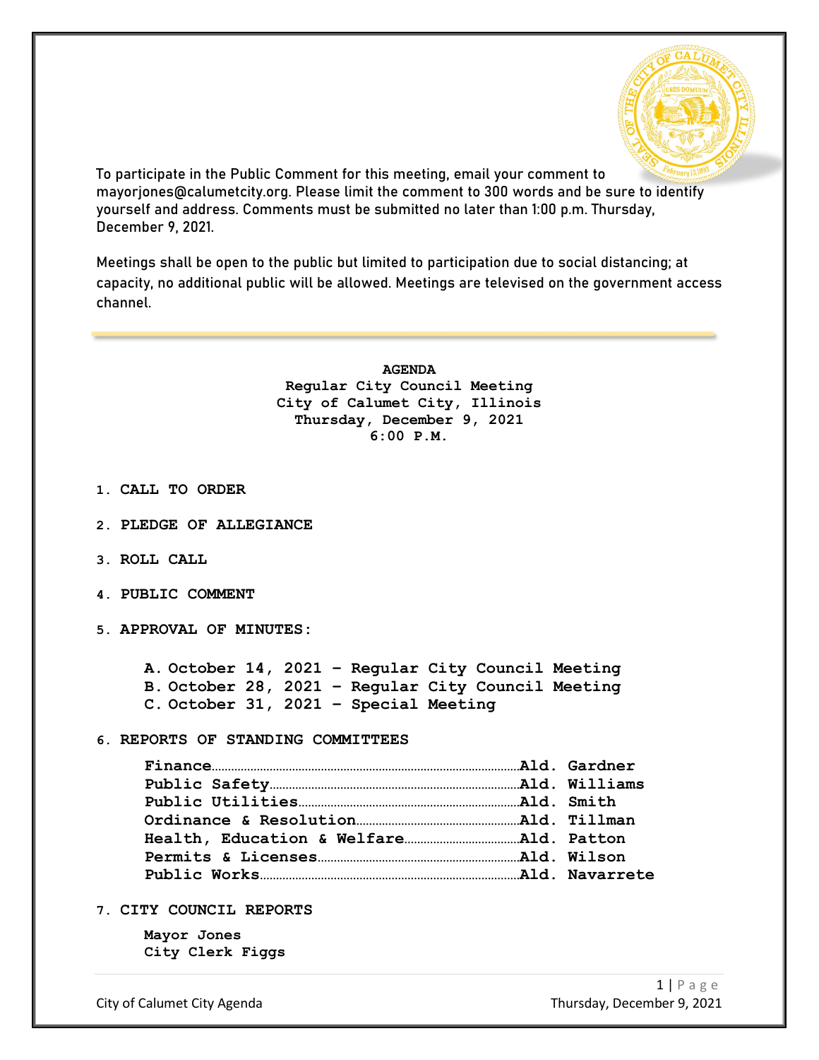To participate in the Public Comment for this meeting, email your comment to mayorjones@calumetcity.org. Please limit the comment to 300 words and be sure to identify yourself and address. Comments must be submitted no later than 1:00 p.m. Thursday, December 9, 2021.

Meetings shall be open to the public but limited to participation due to social distancing; at capacity, no additional public will be allowed. Meetings are televised on the government access channel.

---

**AGENDA**
**Regular City Council Meeting**
**City of Calumet City, Illinois**
**Thursday, December 9, 2021**
**6:00 P.M.**

1. **CALL TO ORDER**

2. **PLEDGE OF ALLEGIANCE**

3. **ROLL CALL**

4. **PUBLIC COMMENT**

5. **APPROVAL OF MINUTES:**

   A. October 14, 2021 – Regular City Council Meeting
   B. October 28, 2021 – Regular City Council Meeting
   C. October 31, 2021 – Special Meeting

6. **REPORTS OF STANDING COMMITTEES**

   **Finance**……………………………………Ald. Gardner
   **Public Safety**………………………………Ald. Williams
   **Public Utilities**……………………………Ald. Smith
   **Ordinance & Resolution**……………………Ald. Tillman
   **Health, Education & Welfare**………………Ald. Patton
   **Permits & Licenses**…………………………Ald. Wilson
   **Public Works**………………………………Ald. Navarrete

7. **CITY COUNCIL REPORTS**

   **Mayor Jones**
   **City Clerk Figgs**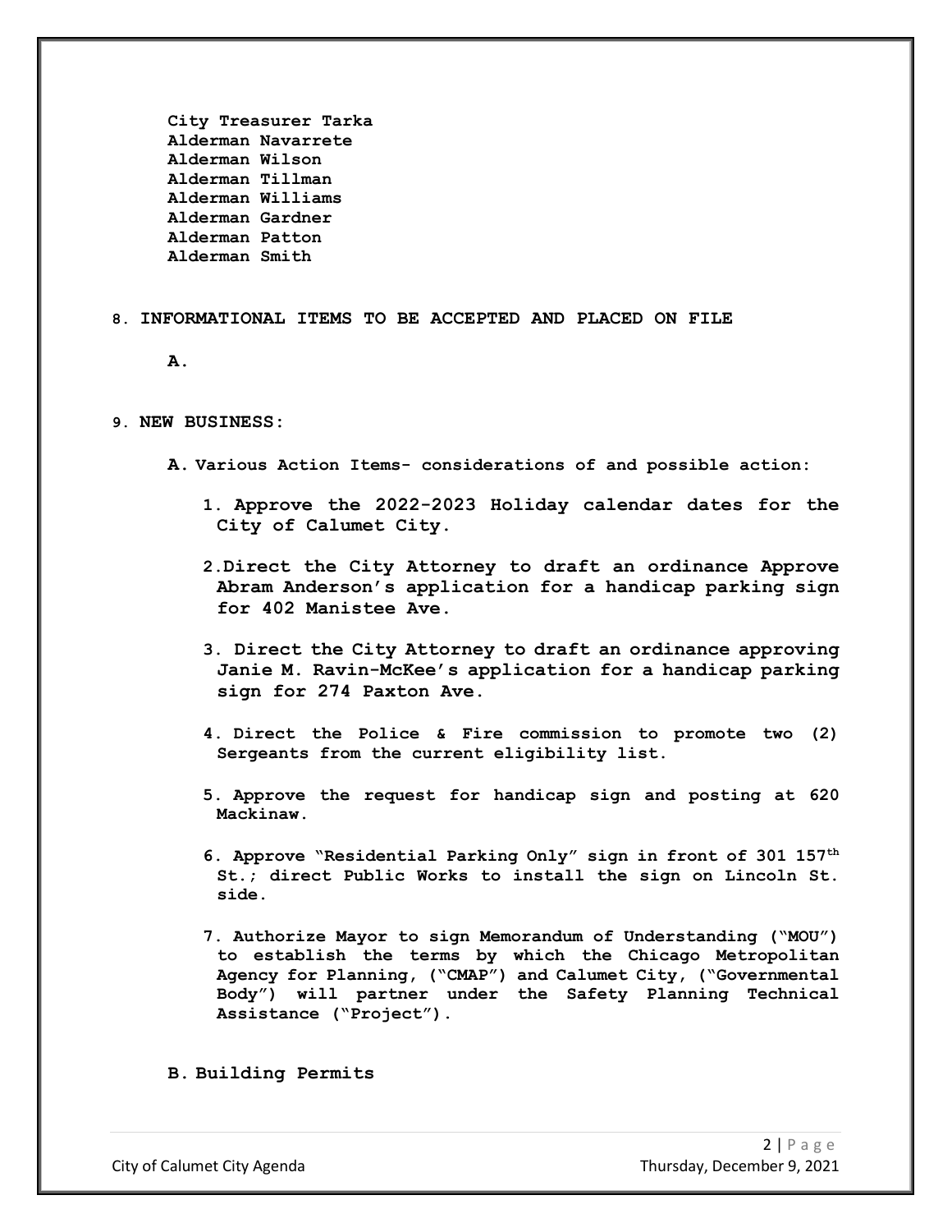**City Treasurer Tarka**
**Alderman Navarrete**
**Alderman Wilson**
**Alderman Tillman**
**Alderman Williams**
**Alderman Gardner**
**Alderman Patton**
**Alderman Smith**

**8. INFORMATIONAL ITEMS TO BE ACCEPTED AND PLACED ON FILE**

**A.**

**9. NEW BUSINESS:**

**A. Various Action Items- considerations of and possible action:**

1. **Approve the 2022-2023 Holiday calendar dates for the City of Calumet City.**

2. **Direct the City Attorney to draft an ordinance Approve Abram Anderson's application for a handicap parking sign for 402 Manistee Ave.**

3. **Direct the City Attorney to draft an ordinance approving Janie M. Ravin-McKee's application for a handicap parking sign for 274 Paxton Ave.**

4. **Direct the Police & Fire commission to promote two (2) Sergeants from the current eligibility list.**

5. **Approve the request for handicap sign and posting at 620 Mackinaw.**

6. **Approve "Residential Parking Only" sign in front of 301 157th St.; direct Public Works to install the sign on Lincoln St. side.**

7. **Authorize Mayor to sign Memorandum of Understanding ("MOU") to establish the terms by which the Chicago Metropolitan Agency for Planning, ("CMAP") and Calumet City, ("Governmental Body") will partner under the Safety Planning Technical Assistance ("Project").**

**B. Building Permits**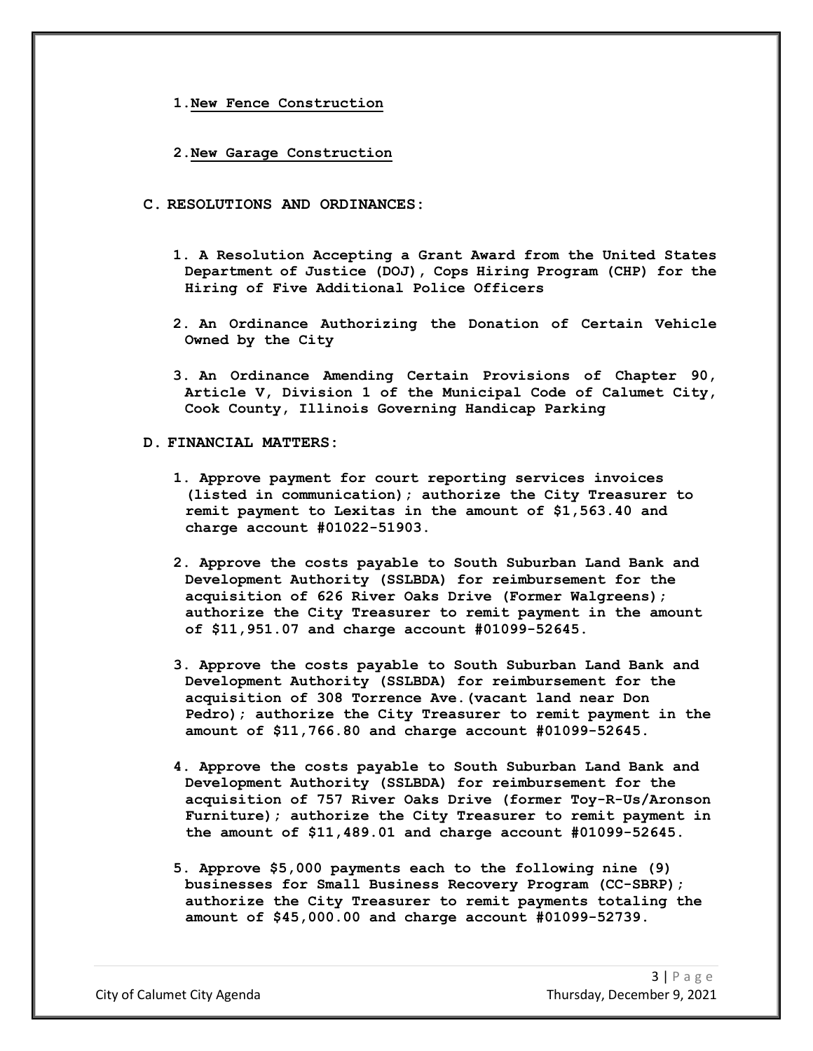1. <u>**New Fence Construction**</u>

2. <u>**New Garage Construction**</u>

**C. RESOLUTIONS AND ORDINANCES:**

1. **A Resolution Accepting a Grant Award from the United States Department of Justice (DOJ), Cops Hiring Program (CHP) for the Hiring of Five Additional Police Officers**

2. **An Ordinance Authorizing the Donation of Certain Vehicle Owned by the City**

3. **An Ordinance Amending Certain Provisions of Chapter 90, Article V, Division 1 of the Municipal Code of Calumet City, Cook County, Illinois Governing Handicap Parking**

**D. FINANCIAL MATTERS:**

1. **Approve payment for court reporting services invoices (listed in communication); authorize the City Treasurer to remit payment to Lexitas in the amount of $1,563.40 and charge account #01022-51903.**

2. **Approve the costs payable to South Suburban Land Bank and Development Authority (SSLBDA) for reimbursement for the acquisition of 626 River Oaks Drive (Former Walgreens); authorize the City Treasurer to remit payment in the amount of $11,951.07 and charge account #01099-52645.**

3. **Approve the costs payable to South Suburban Land Bank and Development Authority (SSLBDA) for reimbursement for the acquisition of 308 Torrence Ave.(vacant land near Don Pedro); authorize the City Treasurer to remit payment in the amount of $11,766.80 and charge account #01099-52645.**

4. **Approve the costs payable to South Suburban Land Bank and Development Authority (SSLBDA) for reimbursement for the acquisition of 757 River Oaks Drive (former Toy-R-Us/Aronson Furniture); authorize the City Treasurer to remit payment in the amount of $11,489.01 and charge account #01099-52645.**

5. **Approve $5,000 payments each to the following nine (9) businesses for Small Business Recovery Program (CC-SBRP); authorize the City Treasurer to remit payments totaling the amount of $45,000.00 and charge account #01099-52739.**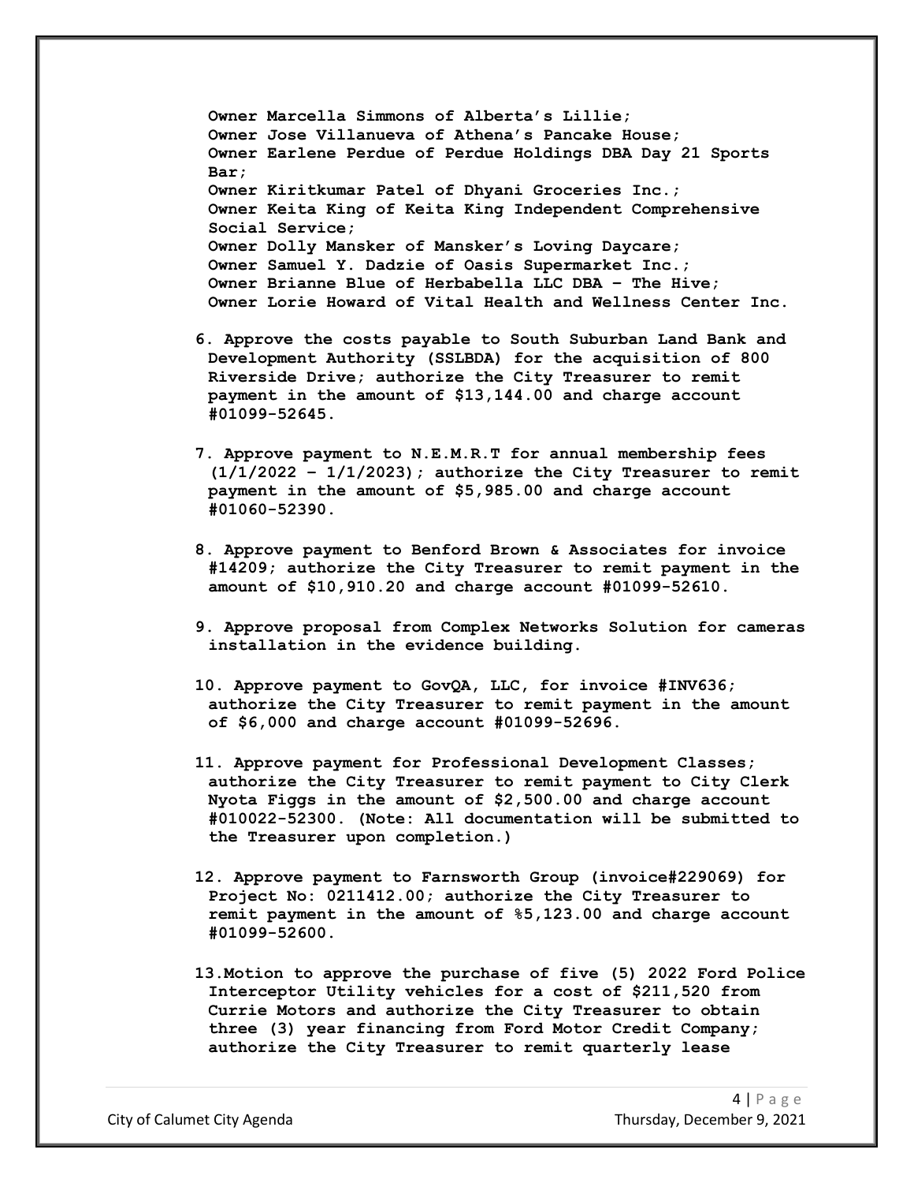**Owner Marcella Simmons of Alberta's Lillie;**
**Owner Jose Villanueva of Athena's Pancake House;**
**Owner Earlene Perdue of Perdue Holdings DBA Day 21 Sports Bar;**
**Owner Kiritkumar Patel of Dhyani Groceries Inc.;**
**Owner Keita King of Keita King Independent Comprehensive Social Service;**
**Owner Dolly Mansker of Mansker's Loving Daycare;**
**Owner Samuel Y. Dadzie of Oasis Supermarket Inc.;**
**Owner Brianne Blue of Herbabella LLC DBA – The Hive;**
**Owner Lorie Howard of Vital Health and Wellness Center Inc.**

6. **Approve the costs payable to South Suburban Land Bank and Development Authority (SSLBDA) for the acquisition of 800 Riverside Drive; authorize the City Treasurer to remit payment in the amount of $13,144.00 and charge account #01099-52645.**

7. **Approve payment to N.E.M.R.T for annual membership fees (1/1/2022 – 1/1/2023); authorize the City Treasurer to remit payment in the amount of $5,985.00 and charge account #01060-52390.**

8. **Approve payment to Benford Brown & Associates for invoice #14209; authorize the City Treasurer to remit payment in the amount of $10,910.20 and charge account #01099-52610.**

9. **Approve proposal from Complex Networks Solution for cameras installation in the evidence building.**

10. **Approve payment to GovQA, LLC, for invoice #INV636; authorize the City Treasurer to remit payment in the amount of $6,000 and charge account #01099-52696.**

11. **Approve payment for Professional Development Classes; authorize the City Treasurer to remit payment to City Clerk Nyota Figgs in the amount of $2,500.00 and charge account #010022-52300. (Note: All documentation will be submitted to the Treasurer upon completion.)**

12. **Approve payment to Farnsworth Group (invoice#229069) for Project No: 0211412.00; authorize the City Treasurer to remit payment in the amount of %5,123.00 and charge account #01099-52600.**

13. **Motion to approve the purchase of five (5) 2022 Ford Police Interceptor Utility vehicles for a cost of $211,520 from Currie Motors and authorize the City Treasurer to obtain three (3) year financing from Ford Motor Credit Company; authorize the City Treasurer to remit quarterly lease**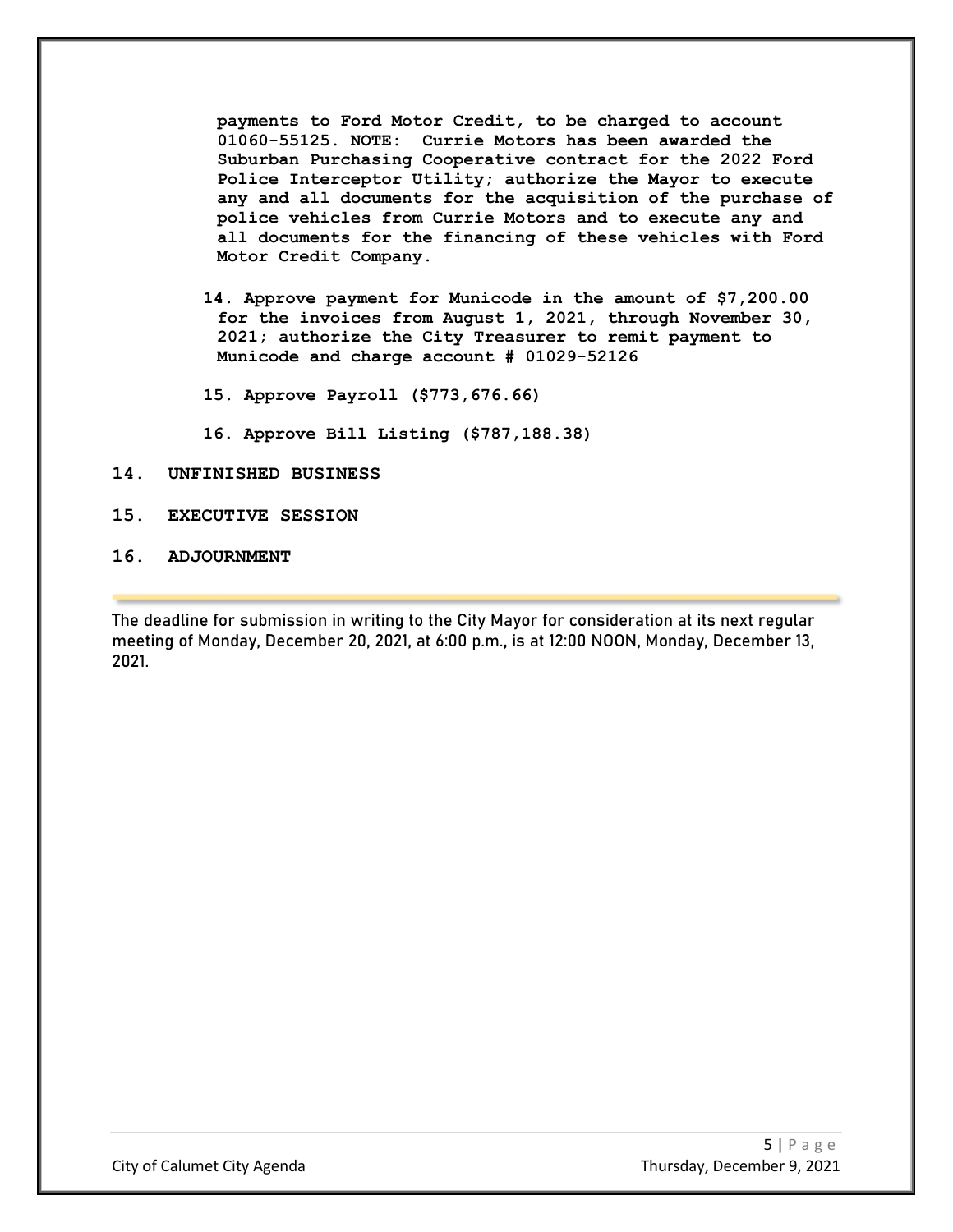**payments to Ford Motor Credit, to be charged to account 01060-55125. NOTE: Currie Motors has been awarded the Suburban Purchasing Cooperative contract for the 2022 Ford Police Interceptor Utility; authorize the Mayor to execute any and all documents for the acquisition of the purchase of police vehicles from Currie Motors and to execute any and all documents for the financing of these vehicles with Ford Motor Credit Company.**

14. **Approve payment for Municode in the amount of $7,200.00 for the invoices from August 1, 2021, through November 30, 2021; authorize the City Treasurer to remit payment to Municode and charge account # 01029-52126**

15. **Approve Payroll ($773,676.66)**

16. **Approve Bill Listing ($787,188.38)**

**14. UNFINISHED BUSINESS**

**15. EXECUTIVE SESSION**

**16. ADJOURNMENT**

---

The deadline for submission in writing to the City Mayor for consideration at its next regular meeting of Monday, December 20, 2021, at 6:00 p.m., is at 12:00 NOON, Monday, December 13, 2021.